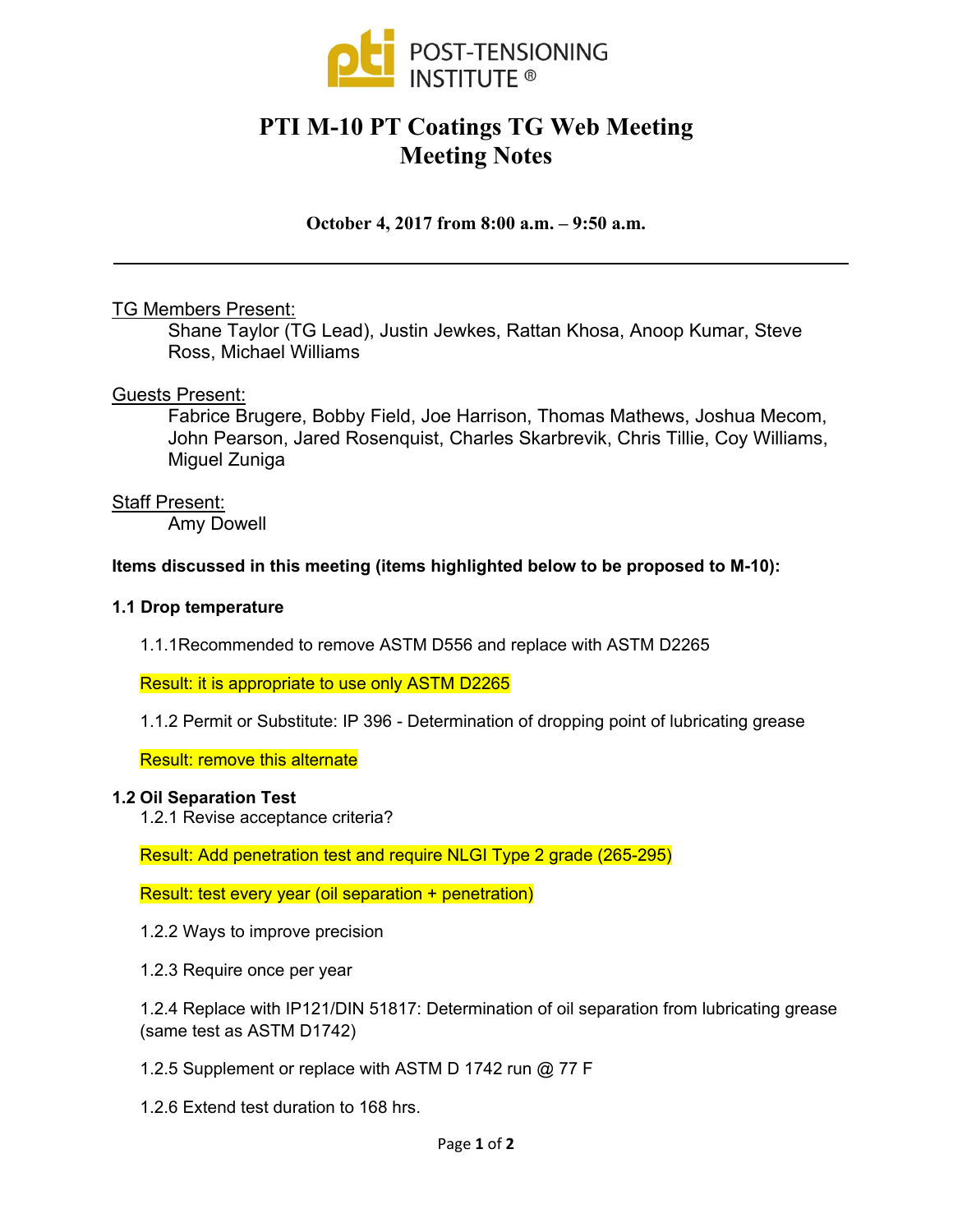# PTI M-10 PT Coatings TG Web Meeting
# Meeting Notes

**October 4, 2017 from 8:00 a.m. – 9:50 a.m.**

---

TG Members Present:

Shane Taylor (TG Lead), Justin Jewkes, Rattan Khosa, Anoop Kumar, Steve Ross, Michael Williams

Guests Present:

Fabrice Brugere, Bobby Field, Joe Harrison, Thomas Mathews, Joshua Mecom, John Pearson, Jared Rosenquist, Charles Skarbrevik, Chris Tillie, Coy Williams, Miguel Zuniga

Staff Present:

Amy Dowell

**Items discussed in this meeting (items highlighted below to be proposed to M-10):**

**1.1 Drop temperature**

1.1.1Recommended to remove ASTM D556 and replace with ASTM D2265

Result: it is appropriate to use only ASTM D2265

1.1.2 Permit or Substitute: IP 396 - Determination of dropping point of lubricating grease

Result: remove this alternate

**1.2 Oil Separation Test**

1.2.1 Revise acceptance criteria?

Result: Add penetration test and require NLGI Type 2 grade (265-295)

Result: test every year (oil separation + penetration)

1.2.2 Ways to improve precision

1.2.3 Require once per year

1.2.4 Replace with IP121/DIN 51817: Determination of oil separation from lubricating grease (same test as ASTM D1742)

1.2.5 Supplement or replace with ASTM D 1742 run @ 77 F

1.2.6 Extend test duration to 168 hrs.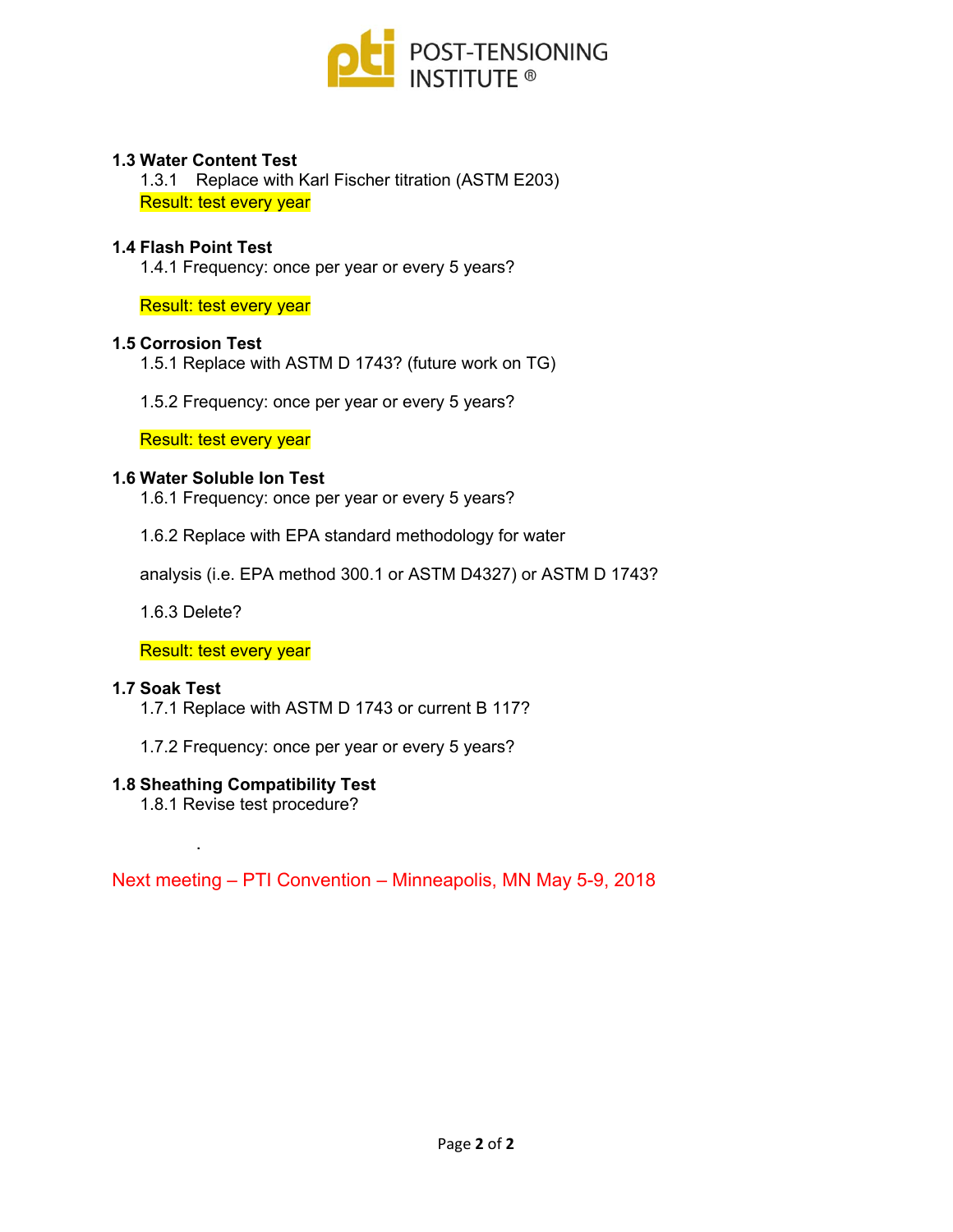**1.3 Water Content Test**

1.3.1 Replace with Karl Fischer titration (ASTM E203)

Result: test every year

**1.4 Flash Point Test**

1.4.1 Frequency: once per year or every 5 years?

Result: test every year

**1.5 Corrosion Test**

1.5.1 Replace with ASTM D 1743? (future work on TG)

1.5.2 Frequency: once per year or every 5 years?

Result: test every year

**1.6 Water Soluble Ion Test**

1.6.1 Frequency: once per year or every 5 years?

1.6.2 Replace with EPA standard methodology for water

analysis (i.e. EPA method 300.1 or ASTM D4327) or ASTM D 1743?

1.6.3 Delete?

Result: test every year

**1.7 Soak Test**

1.7.1 Replace with ASTM D 1743 or current B 117?

1.7.2 Frequency: once per year or every 5 years?

**1.8 Sheathing Compatibility Test**

1.8.1 Revise test procedure?

.

Next meeting – PTI Convention – Minneapolis, MN May 5-9, 2018